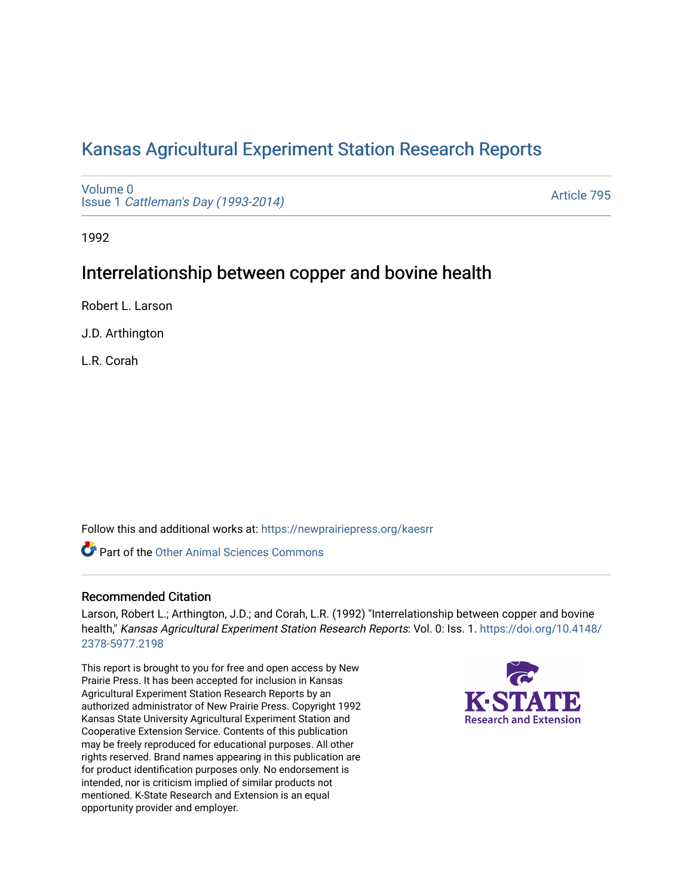# Kansas Agricultural Experiment Station Research Reports

Volume 0
Issue 1 *Cattleman's Day (1993-2014)*

Article 795

1992

## Interrelationship between copper and bovine health

Robert L. Larson

J.D. Arthington

L.R. Corah

Follow this and additional works at: https://newprairiepress.org/kaesrr

Part of the Other Animal Sciences Commons

### Recommended Citation

Larson, Robert L.; Arthington, J.D.; and Corah, L.R. (1992) "Interrelationship between copper and bovine health," *Kansas Agricultural Experiment Station Research Reports*: Vol. 0: Iss. 1. https://doi.org/10.4148/2378-5977.2198

This report is brought to you for free and open access by New Prairie Press. It has been accepted for inclusion in Kansas Agricultural Experiment Station Research Reports by an authorized administrator of New Prairie Press. Copyright 1992 Kansas State University Agricultural Experiment Station and Cooperative Extension Service. Contents of this publication may be freely reproduced for educational purposes. All other rights reserved. Brand names appearing in this publication are for product identification purposes only. No endorsement is intended, nor is criticism implied of similar products not mentioned. K-State Research and Extension is an equal opportunity provider and employer.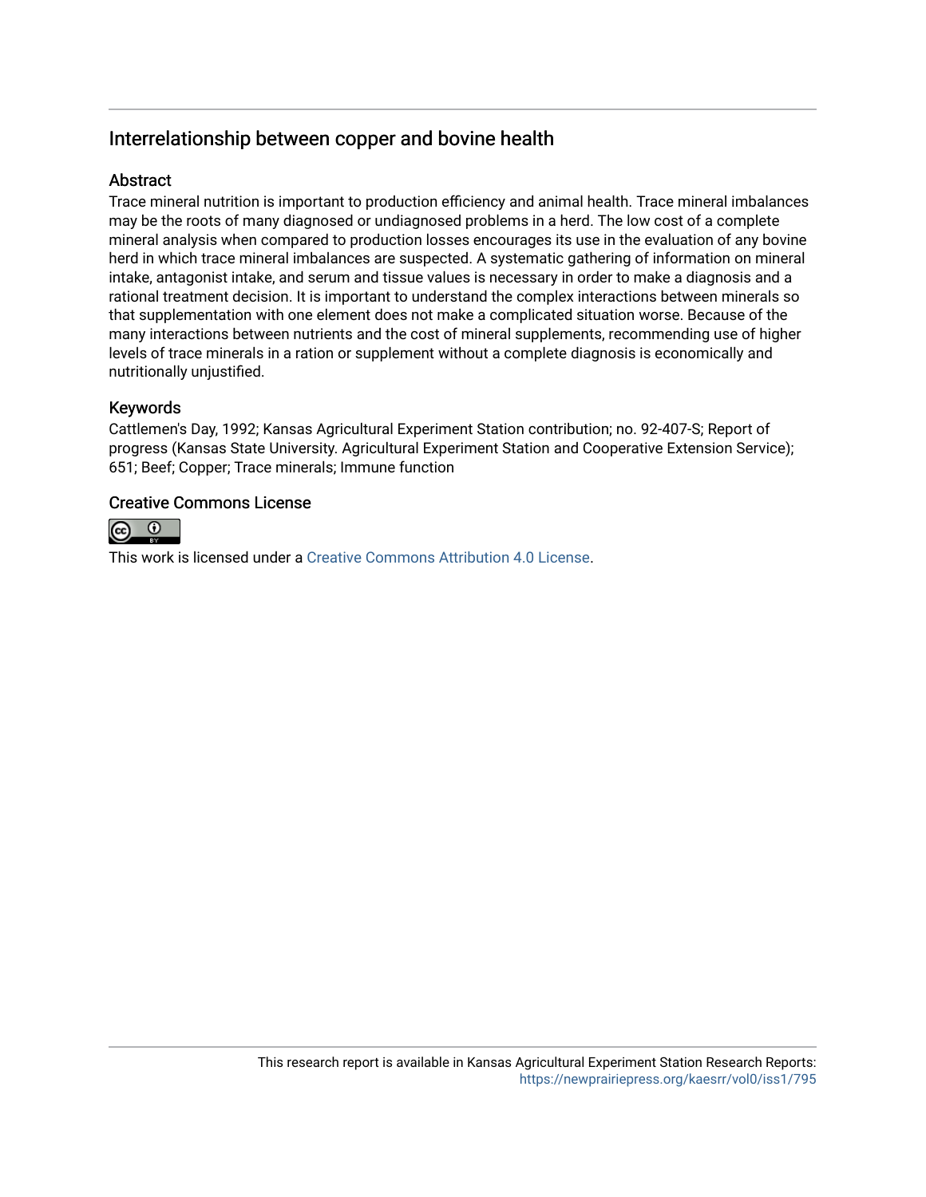## Interrelationship between copper and bovine health

### Abstract

Trace mineral nutrition is important to production efficiency and animal health. Trace mineral imbalances may be the roots of many diagnosed or undiagnosed problems in a herd. The low cost of a complete mineral analysis when compared to production losses encourages its use in the evaluation of any bovine herd in which trace mineral imbalances are suspected. A systematic gathering of information on mineral intake, antagonist intake, and serum and tissue values is necessary in order to make a diagnosis and a rational treatment decision. It is important to understand the complex interactions between minerals so that supplementation with one element does not make a complicated situation worse. Because of the many interactions between nutrients and the cost of mineral supplements, recommending use of higher levels of trace minerals in a ration or supplement without a complete diagnosis is economically and nutritionally unjustified.

### Keywords

Cattlemen's Day, 1992; Kansas Agricultural Experiment Station contribution; no. 92-407-S; Report of progress (Kansas State University. Agricultural Experiment Station and Cooperative Extension Service); 651; Beef; Copper; Trace minerals; Immune function

### Creative Commons License

This work is licensed under a Creative Commons Attribution 4.0 License.

This research report is available in Kansas Agricultural Experiment Station Research Reports: https://newprairiepress.org/kaesrr/vol0/iss1/795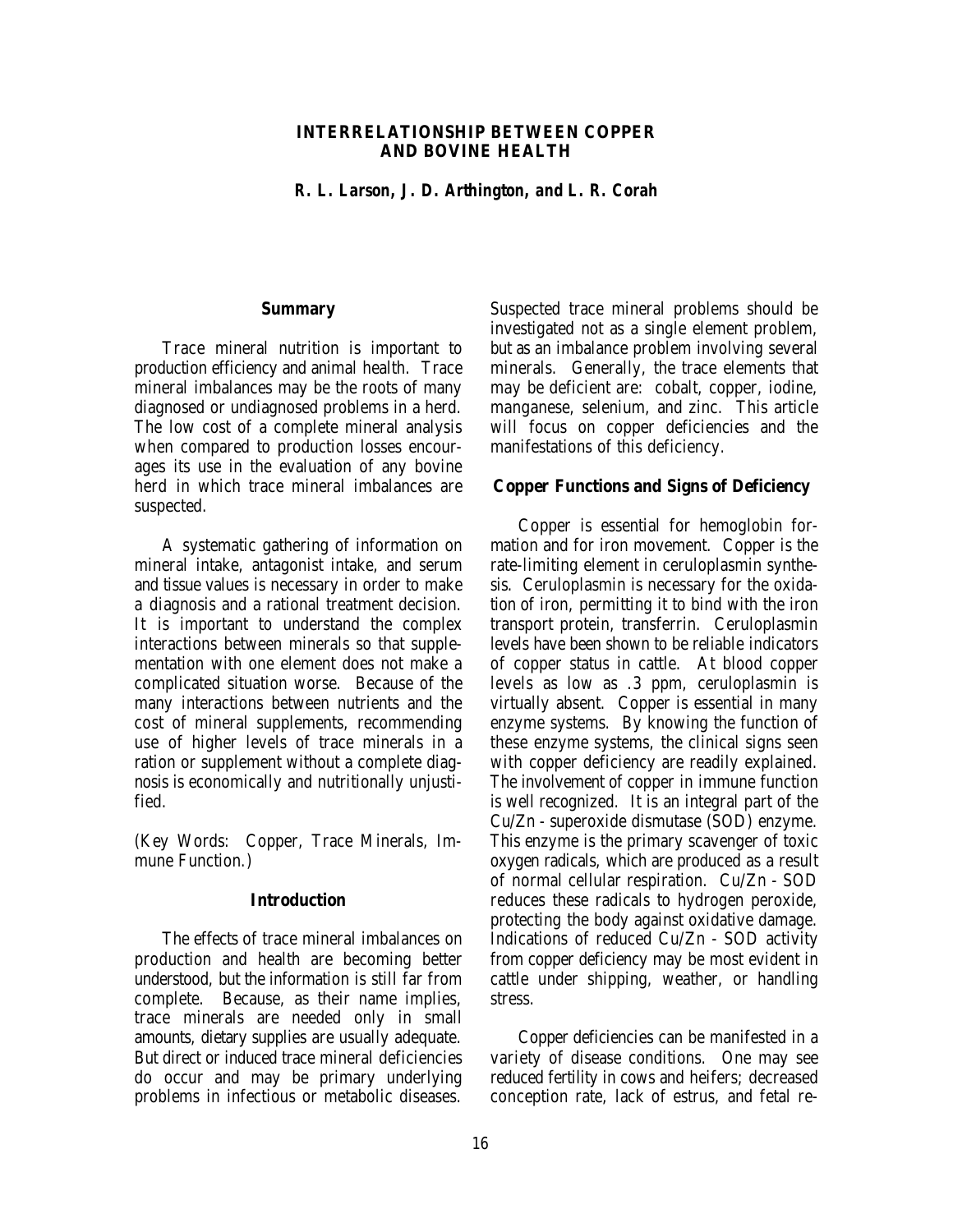# INTERRELATIONSHIP BETWEEN COPPER AND BOVINE HEALTH

***R. L. Larson, J. D. Arthington, and L. R. Corah***

## Summary

Trace mineral nutrition is important to production efficiency and animal health. Trace mineral imbalances may be the roots of many diagnosed or undiagnosed problems in a herd. The low cost of a complete mineral analysis when compared to production losses encourages its use in the evaluation of any bovine herd in which trace mineral imbalances are suspected.

A systematic gathering of information on mineral intake, antagonist intake, and serum and tissue values is necessary in order to make a diagnosis and a rational treatment decision. It is important to understand the complex interactions between minerals so that supplementation with one element does not make a complicated situation worse. Because of the many interactions between nutrients and the cost of mineral supplements, recommending use of higher levels of trace minerals in a ration or supplement without a complete diagnosis is economically and nutritionally unjustified.

(Key Words: Copper, Trace Minerals, Immune Function.)

## Introduction

The effects of trace mineral imbalances on production and health are becoming better understood, but the information is still far from complete. Because, as their name implies, trace minerals are needed only in small amounts, dietary supplies are usually adequate. But direct or induced trace mineral deficiencies do occur and may be primary underlying problems in infectious or metabolic diseases. Suspected trace mineral problems should be investigated not as a single element problem, but as an imbalance problem involving several minerals. Generally, the trace elements that may be deficient are: cobalt, copper, iodine, manganese, selenium, and zinc. This article will focus on copper deficiencies and the manifestations of this deficiency.

## Copper Functions and Signs of Deficiency

Copper is essential for hemoglobin formation and for iron movement. Copper is the rate-limiting element in ceruloplasmin synthesis. Ceruloplasmin is necessary for the oxidation of iron, permitting it to bind with the iron transport protein, transferrin. Ceruloplasmin levels have been shown to be reliable indicators of copper status in cattle. At blood copper levels as low as .3 ppm, ceruloplasmin is virtually absent. Copper is essential in many enzyme systems. By knowing the function of these enzyme systems, the clinical signs seen with copper deficiency are readily explained. The involvement of copper in immune function is well recognized. It is an integral part of the Cu/Zn - superoxide dismutase (SOD) enzyme. This enzyme is the primary scavenger of toxic oxygen radicals, which are produced as a result of normal cellular respiration. Cu/Zn - SOD reduces these radicals to hydrogen peroxide, protecting the body against oxidative damage. Indications of reduced Cu/Zn - SOD activity from copper deficiency may be most evident in cattle under shipping, weather, or handling stress.

Copper deficiencies can be manifested in a variety of disease conditions. One may see reduced fertility in cows and heifers; decreased conception rate, lack of estrus, and fetal re-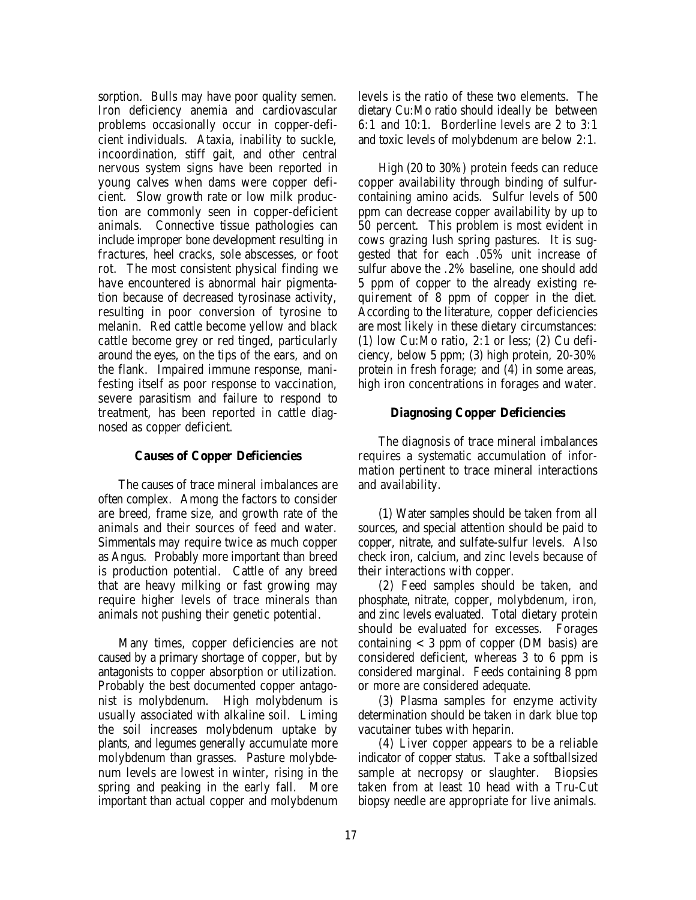sorption. Bulls may have poor quality semen. Iron deficiency anemia and cardiovascular problems occasionally occur in copper-deficient individuals. Ataxia, inability to suckle, incoordination, stiff gait, and other central nervous system signs have been reported in young calves when dams were copper deficient. Slow growth rate or low milk production are commonly seen in copper-deficient animals. Connective tissue pathologies can include improper bone development resulting in fractures, heel cracks, sole abscesses, or foot rot. The most consistent physical finding we have encountered is abnormal hair pigmentation because of decreased tyrosinase activity, resulting in poor conversion of tyrosine to melanin. Red cattle become yellow and black cattle become grey or red tinged, particularly around the eyes, on the tips of the ears, and on the flank. Impaired immune response, manifesting itself as poor response to vaccination, severe parasitism and failure to respond to treatment, has been reported in cattle diagnosed as copper deficient.

### Causes of Copper Deficiencies

The causes of trace mineral imbalances are often complex. Among the factors to consider are breed, frame size, and growth rate of the animals and their sources of feed and water. Simmentals may require twice as much copper as Angus. Probably more important than breed is production potential. Cattle of any breed that are heavy milking or fast growing may require higher levels of trace minerals than animals not pushing their genetic potential.

Many times, copper deficiencies are not caused by a primary shortage of copper, but by antagonists to copper absorption or utilization. Probably the best documented copper antagonist is molybdenum. High molybdenum is usually associated with alkaline soil. Liming the soil increases molybdenum uptake by plants, and legumes generally accumulate more molybdenum than grasses. Pasture molybdenum levels are lowest in winter, rising in the spring and peaking in the early fall. More important than actual copper and molybdenum levels is the ratio of these two elements. The dietary Cu:Mo ratio should ideally be between 6:1 and 10:1. Borderline levels are 2 to 3:1 and toxic levels of molybdenum are below 2:1.

High (20 to 30%) protein feeds can reduce copper availability through binding of sulfur-containing amino acids. Sulfur levels of 500 ppm can decrease copper availability by up to 50 percent. This problem is most evident in cows grazing lush spring pastures. It is suggested that for each .05% unit increase of sulfur above the .2% baseline, one should add 5 ppm of copper to the already existing requirement of 8 ppm of copper in the diet. According to the literature, copper deficiencies are most likely in these dietary circumstances: (1) low Cu:Mo ratio, 2:1 or less; (2) Cu deficiency, below 5 ppm; (3) high protein, 20-30% protein in fresh forage; and (4) in some areas, high iron concentrations in forages and water.

### Diagnosing Copper Deficiencies

The diagnosis of trace mineral imbalances requires a systematic accumulation of information pertinent to trace mineral interactions and availability.

(1) Water samples should be taken from all sources, and special attention should be paid to copper, nitrate, and sulfate-sulfur levels. Also check iron, calcium, and zinc levels because of their interactions with copper.

(2) Feed samples should be taken, and phosphate, nitrate, copper, molybdenum, iron, and zinc levels evaluated. Total dietary protein should be evaluated for excesses. Forages containing < 3 ppm of copper (DM basis) are considered deficient, whereas 3 to 6 ppm is considered marginal. Feeds containing 8 ppm or more are considered adequate.

(3) Plasma samples for enzyme activity determination should be taken in dark blue top vacutainer tubes with heparin.

(4) Liver copper appears to be a reliable indicator of copper status. Take a softballsized sample at necropsy or slaughter. Biopsies taken from at least 10 head with a Tru-Cut biopsy needle are appropriate for live animals.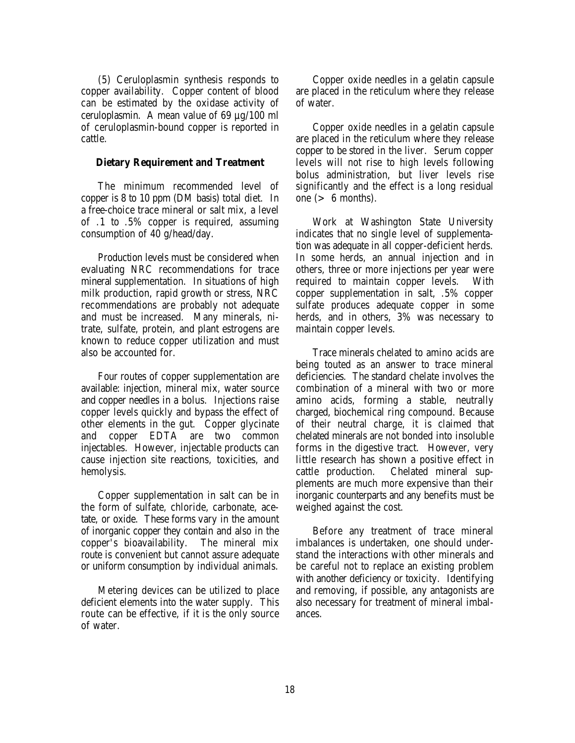(5) Ceruloplasmin synthesis responds to copper availability. Copper content of blood can be estimated by the oxidase activity of ceruloplasmin. A mean value of 69 µg/100 ml of ceruloplasmin-bound copper is reported in cattle.

### Dietary Requirement and Treatment

The minimum recommended level of copper is 8 to 10 ppm (DM basis) total diet. In a free-choice trace mineral or salt mix, a level of .1 to .5% copper is required, assuming consumption of 40 g/head/day.

Production levels must be considered when evaluating NRC recommendations for trace mineral supplementation. In situations of high milk production, rapid growth or stress, NRC recommendations are probably not adequate and must be increased. Many minerals, nitrate, sulfate, protein, and plant estrogens are known to reduce copper utilization and must also be accounted for.

Four routes of copper supplementation are available: injection, mineral mix, water source and copper needles in a bolus. Injections raise copper levels quickly and bypass the effect of other elements in the gut. Copper glycinate and copper EDTA are two common injectables. However, injectable products can cause injection site reactions, toxicities, and hemolysis.

Copper supplementation in salt can be in the form of sulfate, chloride, carbonate, acetate, or oxide. These forms vary in the amount of inorganic copper they contain and also in the copper's bioavailability. The mineral mix route is convenient but cannot assure adequate or uniform consumption by individual animals.

Metering devices can be utilized to place deficient elements into the water supply. This route can be effective, if it is the only source of water.

Copper oxide needles in a gelatin capsule are placed in the reticulum where they release of water.

Copper oxide needles in a gelatin capsule are placed in the reticulum where they release copper to be stored in the liver. Serum copper levels will not rise to high levels following bolus administration, but liver levels rise significantly and the effect is a long residual one (> 6 months).

Work at Washington State University indicates that no single level of supplementation was adequate in all copper-deficient herds. In some herds, an annual injection and in others, three or more injections per year were required to maintain copper levels. With copper supplementation in salt, .5% copper sulfate produces adequate copper in some herds, and in others, 3% was necessary to maintain copper levels.

Trace minerals chelated to amino acids are being touted as an answer to trace mineral deficiencies. The standard chelate involves the combination of a mineral with two or more amino acids, forming a stable, neutrally charged, biochemical ring compound. Because of their neutral charge, it is claimed that chelated minerals are not bonded into insoluble forms in the digestive tract. However, very little research has shown a positive effect in cattle production. Chelated mineral supplements are much more expensive than their inorganic counterparts and any benefits must be weighed against the cost.

Before any treatment of trace mineral imbalances is undertaken, one should understand the interactions with other minerals and be careful not to replace an existing problem with another deficiency or toxicity. Identifying and removing, if possible, any antagonists are also necessary for treatment of mineral imbalances.